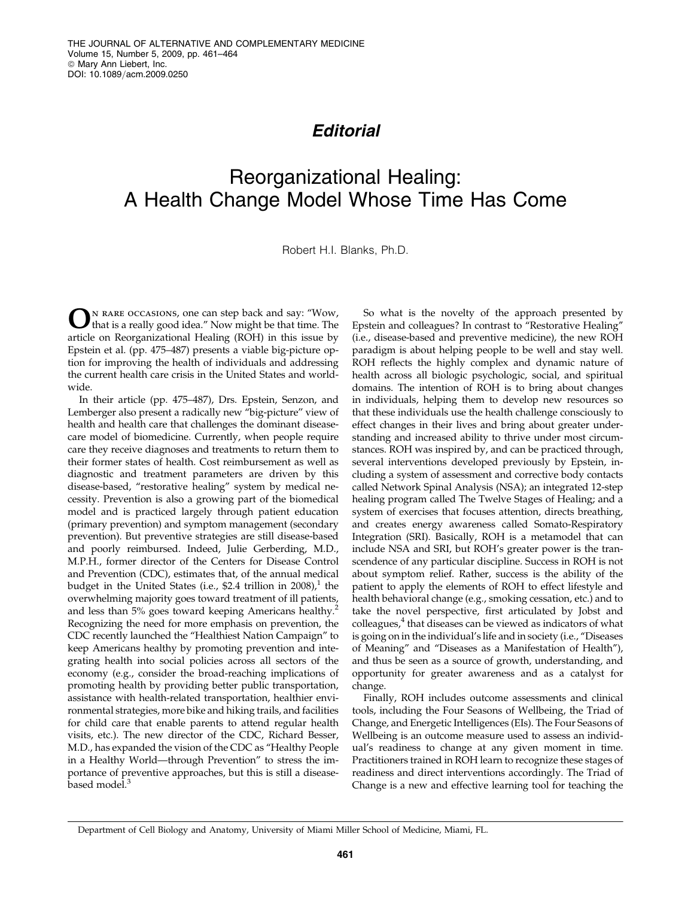## Editorial

# Reorganizational Healing: A Health Change Model Whose Time Has Come

Robert H.I. Blanks, Ph.D.

On rare occasions, one can step back and say: "Wow, that is a really good idea." Now might be that time. The article on Reorganizational Healing (ROH) in this issue by Epstein et al. (pp. 475–487) presents a viable big-picture option for improving the health of individuals and addressing the current health care crisis in the United States and worldwide.

In their article (pp. 475–487), Drs. Epstein, Senzon, and Lemberger also present a radically new "big-picture" view of health and health care that challenges the dominant disease-care model of biomedicine. Currently, when people require care they receive diagnoses and treatments to return them to their former states of health. Cost reimbursement as well as diagnostic and treatment parameters are driven by this disease-based, "restorative healing" system by medical necessity. Prevention is also a growing part of the biomedical model and is practiced largely through patient education (primary prevention) and symptom management (secondary prevention). But preventive strategies are still disease-based and poorly reimbursed. Indeed, Julie Gerberding, M.D., M.P.H., former director of the Centers for Disease Control and Prevention (CDC), estimates that, of the annual medical budget in the United States (i.e., \$2.4 trillion in 2008),[1] the overwhelming majority goes toward treatment of ill patients, and less than 5% goes toward keeping Americans healthy.[2] Recognizing the need for more emphasis on prevention, the CDC recently launched the "Healthiest Nation Campaign" to keep Americans healthy by promoting prevention and integrating health into social policies across all sectors of the economy (e.g., consider the broad-reaching implications of promoting health by providing better public transportation, assistance with health-related transportation, healthier environmental strategies, more bike and hiking trails, and facilities for child care that enable parents to attend regular health visits, etc.). The new director of the CDC, Richard Besser, M.D., has expanded the vision of the CDC as "Healthy People in a Healthy World—through Prevention" to stress the importance of preventive approaches, but this is still a disease-based model.[3]

So what is the novelty of the approach presented by Epstein and colleagues? In contrast to "Restorative Healing" (i.e., disease-based and preventive medicine), the new ROH paradigm is about helping people to be well and stay well. ROH reflects the highly complex and dynamic nature of health across all biologic psychologic, social, and spiritual domains. The intention of ROH is to bring about changes in individuals, helping them to develop new resources so that these individuals use the health challenge consciously to effect changes in their lives and bring about greater understanding and increased ability to thrive under most circumstances. ROH was inspired by, and can be practiced through, several interventions developed previously by Epstein, including a system of assessment and corrective body contacts called Network Spinal Analysis (NSA); an integrated 12-step healing program called The Twelve Stages of Healing; and a system of exercises that focuses attention, directs breathing, and creates energy awareness called Somato-Respiratory Integration (SRI). Basically, ROH is a metamodel that can include NSA and SRI, but ROH's greater power is the transcendence of any particular discipline. Success in ROH is not about symptom relief. Rather, success is the ability of the patient to apply the elements of ROH to effect lifestyle and health behavioral change (e.g., smoking cessation, etc.) and to take the novel perspective, first articulated by Jobst and colleagues,[4] that diseases can be viewed as indicators of what is going on in the individual's life and in society (i.e., "Diseases of Meaning" and "Diseases as a Manifestation of Health"), and thus be seen as a source of growth, understanding, and opportunity for greater awareness and as a catalyst for change.

Finally, ROH includes outcome assessments and clinical tools, including the Four Seasons of Wellbeing, the Triad of Change, and Energetic Intelligences (EIs). The Four Seasons of Wellbeing is an outcome measure used to assess an individual's readiness to change at any given moment in time. Practitioners trained in ROH learn to recognize these stages of readiness and direct interventions accordingly. The Triad of Change is a new and effective learning tool for teaching the

Department of Cell Biology and Anatomy, University of Miami Miller School of Medicine, Miami, FL.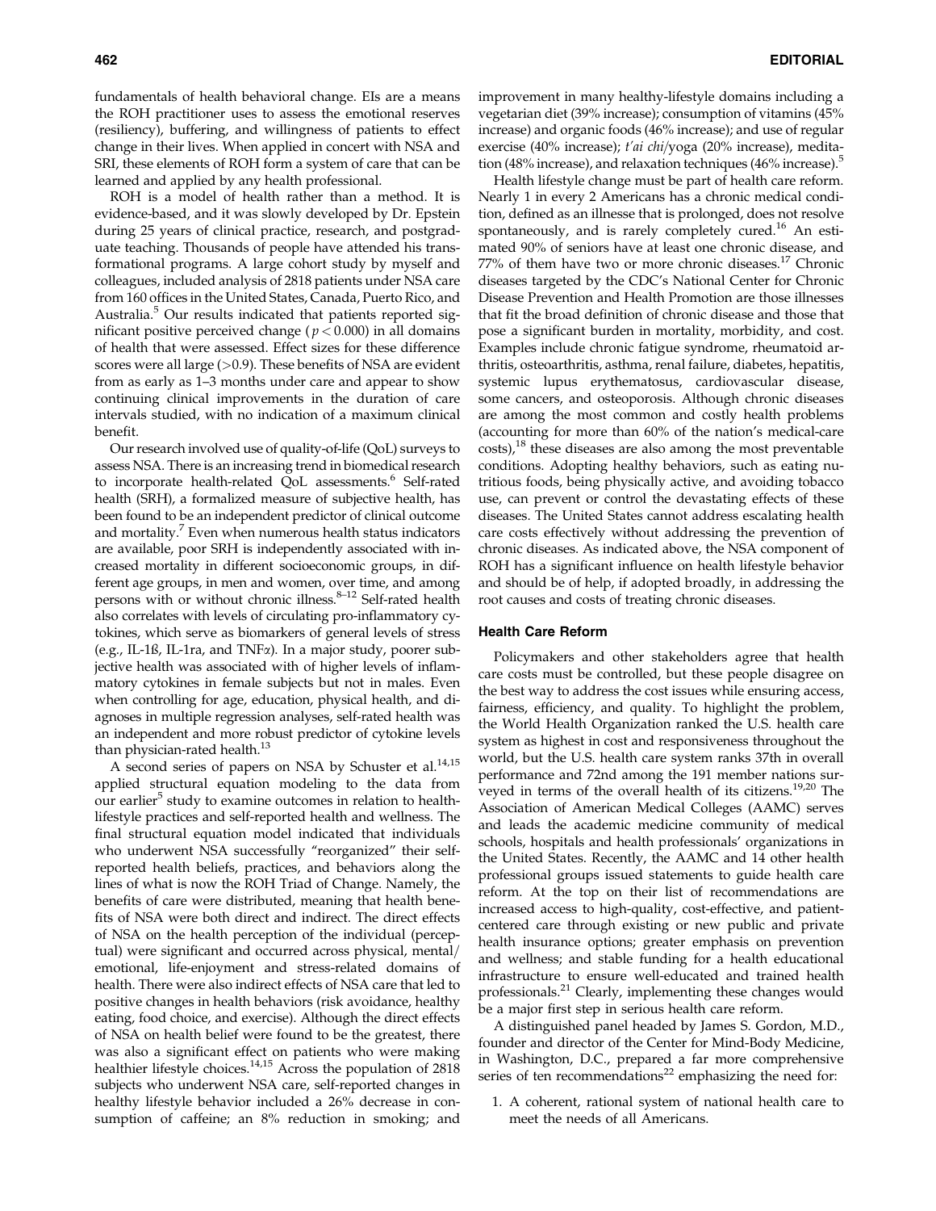fundamentals of health behavioral change. EIs are a means the ROH practitioner uses to assess the emotional reserves (resiliency), buffering, and willingness of patients to effect change in their lives. When applied in concert with NSA and SRI, these elements of ROH form a system of care that can be learned and applied by any health professional.

ROH is a model of health rather than a method. It is evidence-based, and it was slowly developed by Dr. Epstein during 25 years of clinical practice, research, and postgraduate teaching. Thousands of people have attended his transformational programs. A large cohort study by myself and colleagues, included analysis of 2818 patients under NSA care from 160 offices in the United States, Canada, Puerto Rico, and Australia.[5] Our results indicated that patients reported significant positive perceived change ($p < 0.000$) in all domains of health that were assessed. Effect sizes for these difference scores were all large (>0.9). These benefits of NSA are evident from as early as 1–3 months under care and appear to show continuing clinical improvements in the duration of care intervals studied, with no indication of a maximum clinical benefit.

Our research involved use of quality-of-life (QoL) surveys to assess NSA. There is an increasing trend in biomedical research to incorporate health-related QoL assessments.[6] Self-rated health (SRH), a formalized measure of subjective health, has been found to be an independent predictor of clinical outcome and mortality.[7] Even when numerous health status indicators are available, poor SRH is independently associated with increased mortality in different socioeconomic groups, in different age groups, in men and women, over time, and among persons with or without chronic illness.[8–12] Self-rated health also correlates with levels of circulating pro-inflammatory cytokines, which serve as biomarkers of general levels of stress (e.g., IL-1ß, IL-1ra, and TNFα). In a major study, poorer subjective health was associated with of higher levels of inflammatory cytokines in female subjects but not in males. Even when controlling for age, education, physical health, and diagnoses in multiple regression analyses, self-rated health was an independent and more robust predictor of cytokine levels than physician-rated health.[13]

A second series of papers on NSA by Schuster et al.[14,15] applied structural equation modeling to the data from our earlier[5] study to examine outcomes in relation to health-lifestyle practices and self-reported health and wellness. The final structural equation model indicated that individuals who underwent NSA successfully "reorganized" their self-reported health beliefs, practices, and behaviors along the lines of what is now the ROH Triad of Change. Namely, the benefits of care were distributed, meaning that health benefits of NSA were both direct and indirect. The direct effects of NSA on the health perception of the individual (perceptual) were significant and occurred across physical, mental/emotional, life-enjoyment and stress-related domains of health. There were also indirect effects of NSA care that led to positive changes in health behaviors (risk avoidance, healthy eating, food choice, and exercise). Although the direct effects of NSA on health belief were found to be the greatest, there was also a significant effect on patients who were making healthier lifestyle choices.[14,15] Across the population of 2818 subjects who underwent NSA care, self-reported changes in healthy lifestyle behavior included a 26% decrease in consumption of caffeine; an 8% reduction in smoking; and improvement in many healthy-lifestyle domains including a vegetarian diet (39% increase); consumption of vitamins (45% increase) and organic foods (46% increase); and use of regular exercise (40% increase); *t'ai chi*/yoga (20% increase), meditation (48% increase), and relaxation techniques (46% increase).[5]

Health lifestyle change must be part of health care reform. Nearly 1 in every 2 Americans has a chronic medical condition, defined as an illnesse that is prolonged, does not resolve spontaneously, and is rarely completely cured.[16] An estimated 90% of seniors have at least one chronic disease, and 77% of them have two or more chronic diseases.[17] Chronic diseases targeted by the CDC's National Center for Chronic Disease Prevention and Health Promotion are those illnesses that fit the broad definition of chronic disease and those that pose a significant burden in mortality, morbidity, and cost. Examples include chronic fatigue syndrome, rheumatoid arthritis, osteoarthritis, asthma, renal failure, diabetes, hepatitis, systemic lupus erythematosus, cardiovascular disease, some cancers, and osteoporosis. Although chronic diseases are among the most common and costly health problems (accounting for more than 60% of the nation's medical-care costs),[18] these diseases are also among the most preventable conditions. Adopting healthy behaviors, such as eating nutritious foods, being physically active, and avoiding tobacco use, can prevent or control the devastating effects of these diseases. The United States cannot address escalating health care costs effectively without addressing the prevention of chronic diseases. As indicated above, the NSA component of ROH has a significant influence on health lifestyle behavior and should be of help, if adopted broadly, in addressing the root causes and costs of treating chronic diseases.

## Health Care Reform

Policymakers and other stakeholders agree that health care costs must be controlled, but these people disagree on the best way to address the cost issues while ensuring access, fairness, efficiency, and quality. To highlight the problem, the World Health Organization ranked the U.S. health care system as highest in cost and responsiveness throughout the world, but the U.S. health care system ranks 37th in overall performance and 72nd among the 191 member nations surveyed in terms of the overall health of its citizens.[19,20] The Association of American Medical Colleges (AAMC) serves and leads the academic medicine community of medical schools, hospitals and health professionals' organizations in the United States. Recently, the AAMC and 14 other health professional groups issued statements to guide health care reform. At the top on their list of recommendations are increased access to high-quality, cost-effective, and patient-centered care through existing or new public and private health insurance options; greater emphasis on prevention and wellness; and stable funding for a health educational infrastructure to ensure well-educated and trained health professionals.[21] Clearly, implementing these changes would be a major first step in serious health care reform.

A distinguished panel headed by James S. Gordon, M.D., founder and director of the Center for Mind-Body Medicine, in Washington, D.C., prepared a far more comprehensive series of ten recommendations[22] emphasizing the need for:

1. A coherent, rational system of national health care to meet the needs of all Americans.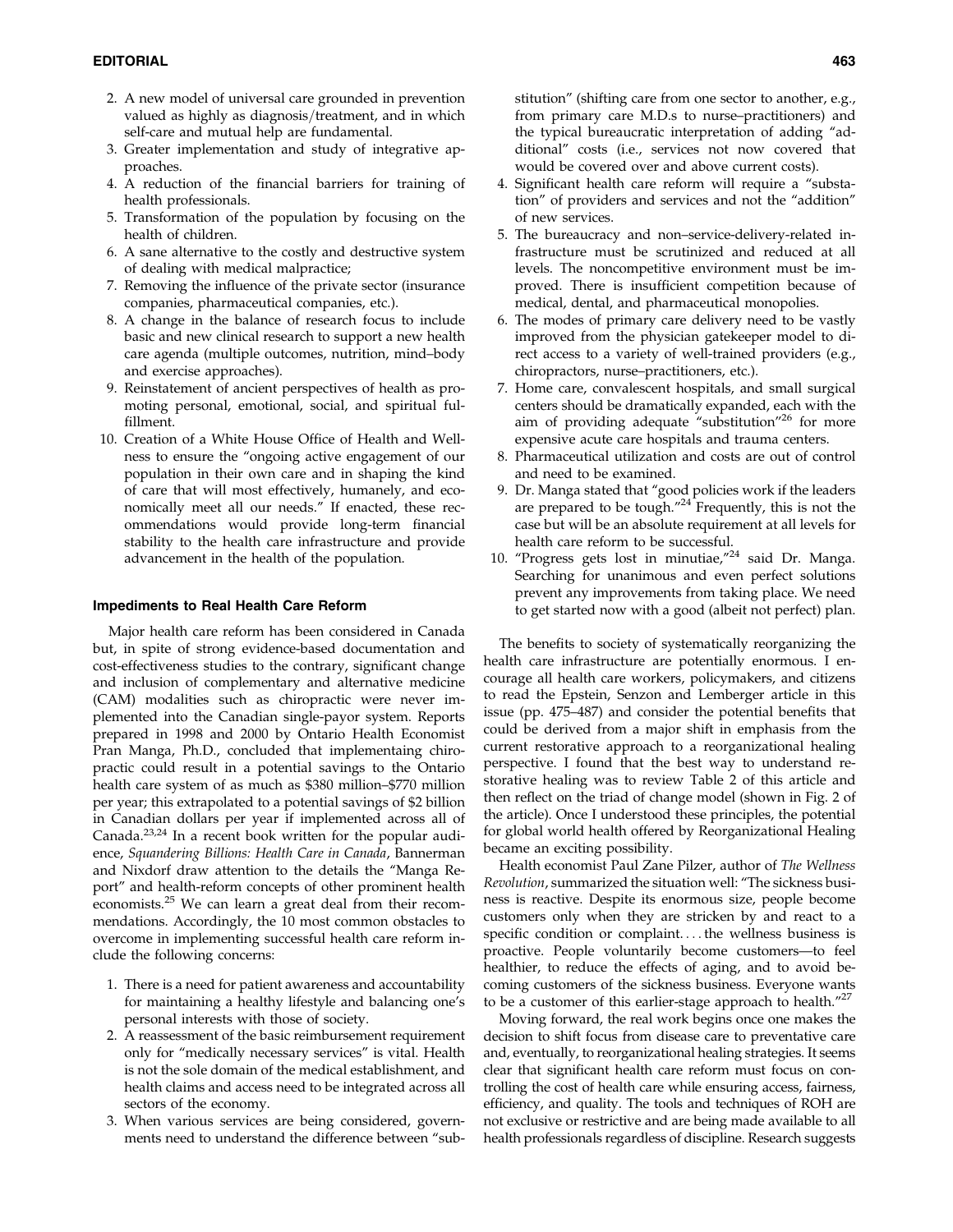2. A new model of universal care grounded in prevention valued as highly as diagnosis/treatment, and in which self-care and mutual help are fundamental.
3. Greater implementation and study of integrative approaches.
4. A reduction of the financial barriers for training of health professionals.
5. Transformation of the population by focusing on the health of children.
6. A sane alternative to the costly and destructive system of dealing with medical malpractice;
7. Removing the influence of the private sector (insurance companies, pharmaceutical companies, etc.).
8. A change in the balance of research focus to include basic and new clinical research to support a new health care agenda (multiple outcomes, nutrition, mind–body and exercise approaches).
9. Reinstatement of ancient perspectives of health as promoting personal, emotional, social, and spiritual fulfillment.
10. Creation of a White House Office of Health and Wellness to ensure the "ongoing active engagement of our population in their own care and in shaping the kind of care that will most effectively, humanely, and economically meet all our needs." If enacted, these recommendations would provide long-term financial stability to the health care infrastructure and provide advancement in the health of the population.

#### Impediments to Real Health Care Reform

Major health care reform has been considered in Canada but, in spite of strong evidence-based documentation and cost-effectiveness studies to the contrary, significant change and inclusion of complementary and alternative medicine (CAM) modalities such as chiropractic were never implemented into the Canadian single-payor system. Reports prepared in 1998 and 2000 by Ontario Health Economist Pran Manga, Ph.D., concluded that implementaing chiropractic could result in a potential savings to the Ontario health care system of as much as $380 million–$770 million per year; this extrapolated to a potential savings of $2 billion in Canadian dollars per year if implemented across all of Canada.[23,24] In a recent book written for the popular audience, *Squandering Billions: Health Care in Canada*, Bannerman and Nixdorf draw attention to the details the "Manga Report" and health-reform concepts of other prominent health economists.[25] We can learn a great deal from their recommendations. Accordingly, the 10 most common obstacles to overcome in implementing successful health care reform include the following concerns:

1. There is a need for patient awareness and accountability for maintaining a healthy lifestyle and balancing one's personal interests with those of society.
2. A reassessment of the basic reimbursement requirement only for "medically necessary services" is vital. Health is not the sole domain of the medical establishment, and health claims and access need to be integrated across all sectors of the economy.
3. When various services are being considered, governments need to understand the difference between "substitution" (shifting care from one sector to another, e.g., from primary care M.D.s to nurse–practitioners) and the typical bureaucratic interpretation of adding "additional" costs (i.e., services not now covered that would be covered over and above current costs).
4. Significant health care reform will require a "substation" of providers and services and not the "addition" of new services.
5. The bureaucracy and non–service-delivery-related infrastructure must be scrutinized and reduced at all levels. The noncompetitive environment must be improved. There is insufficient competition because of medical, dental, and pharmaceutical monopolies.
6. The modes of primary care delivery need to be vastly improved from the physician gatekeeper model to direct access to a variety of well-trained providers (e.g., chiropractors, nurse–practitioners, etc.).
7. Home care, convalescent hospitals, and small surgical centers should be dramatically expanded, each with the aim of providing adequate "substitution"[26] for more expensive acute care hospitals and trauma centers.
8. Pharmaceutical utilization and costs are out of control and need to be examined.
9. Dr. Manga stated that "good policies work if the leaders are prepared to be tough."[24] Frequently, this is not the case but will be an absolute requirement at all levels for health care reform to be successful.
10. "Progress gets lost in minutiae,"[24] said Dr. Manga. Searching for unanimous and even perfect solutions prevent any improvements from taking place. We need to get started now with a good (albeit not perfect) plan.

The benefits to society of systematically reorganizing the health care infrastructure are potentially enormous. I encourage all health care workers, policymakers, and citizens to read the Epstein, Senzon and Lemberger article in this issue (pp. 475–487) and consider the potential benefits that could be derived from a major shift in emphasis from the current restorative approach to a reorganizational healing perspective. I found that the best way to understand restorative healing was to review Table 2 of this article and then reflect on the triad of change model (shown in Fig. 2 of the article). Once I understood these principles, the potential for global world health offered by Reorganizational Healing became an exciting possibility.

Health economist Paul Zane Pilzer, author of *The Wellness Revolution*, summarized the situation well: "The sickness business is reactive. Despite its enormous size, people become customers only when they are stricken by and react to a specific condition or complaint. . . . the wellness business is proactive. People voluntarily become customers—to feel healthier, to reduce the effects of aging, and to avoid becoming customers of the sickness business. Everyone wants to be a customer of this earlier-stage approach to health."[27]

Moving forward, the real work begins once one makes the decision to shift focus from disease care to preventative care and, eventually, to reorganizational healing strategies. It seems clear that significant health care reform must focus on controlling the cost of health care while ensuring access, fairness, efficiency, and quality. The tools and techniques of ROH are not exclusive or restrictive and are being made available to all health professionals regardless of discipline. Research suggests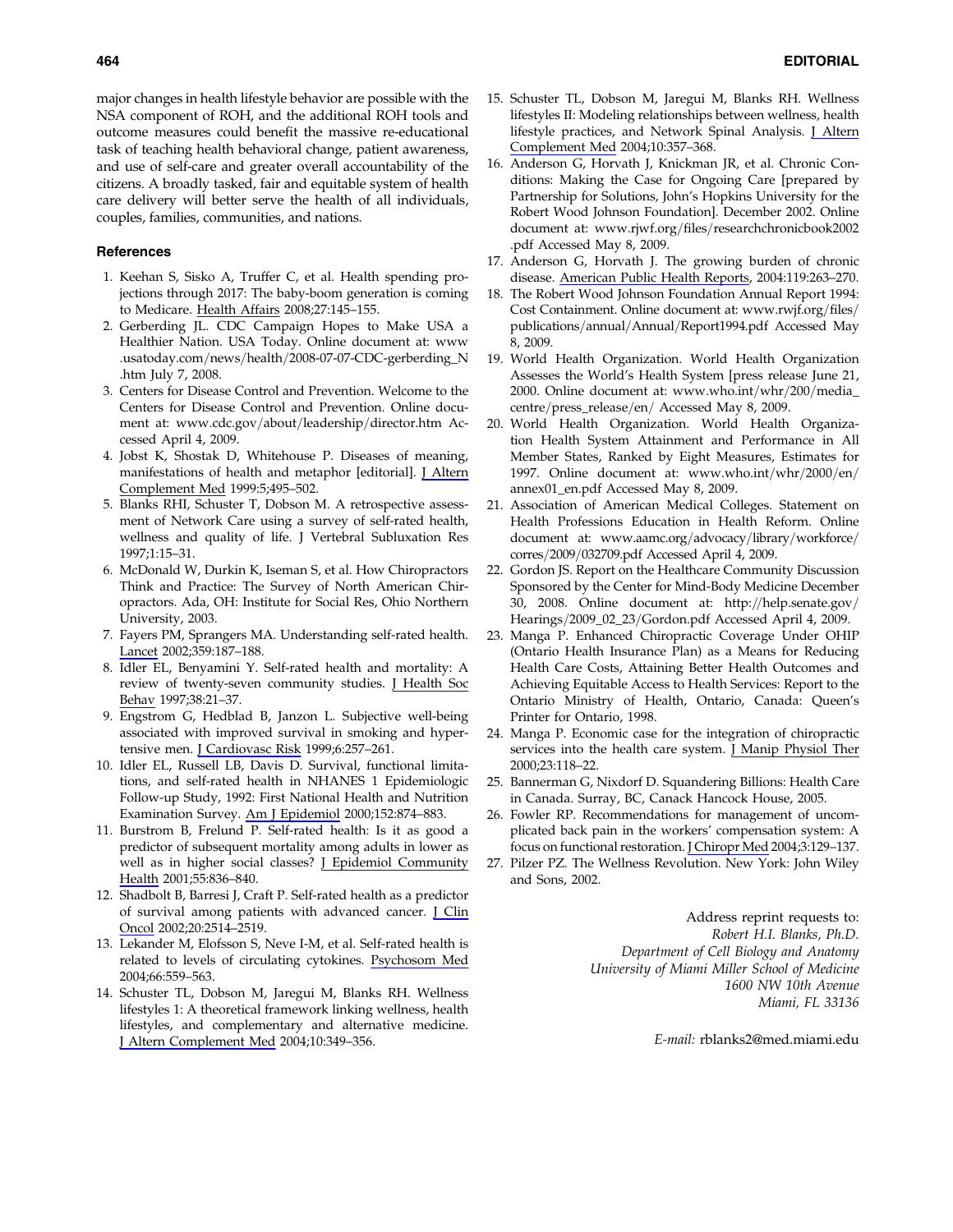major changes in health lifestyle behavior are possible with the NSA component of ROH, and the additional ROH tools and outcome measures could benefit the massive re-educational task of teaching health behavioral change, patient awareness, and use of self-care and greater overall accountability of the citizens. A broadly tasked, fair and equitable system of health care delivery will better serve the health of all individuals, couples, families, communities, and nations.

## References

1. Keehan S, Sisko A, Truffer C, et al. Health spending projections through 2017: The baby-boom generation is coming to Medicare. Health Affairs 2008;27:145–155.
2. Gerberding JL. CDC Campaign Hopes to Make USA a Healthier Nation. USA Today. Online document at: www.usatoday.com/news/health/2008-07-07-CDC-gerberding_N.htm July 7, 2008.
3. Centers for Disease Control and Prevention. Welcome to the Centers for Disease Control and Prevention. Online document at: www.cdc.gov/about/leadership/director.htm Accessed April 4, 2009.
4. Jobst K, Shostak D, Whitehouse P. Diseases of meaning, manifestations of health and metaphor [editorial]. J Altern Complement Med 1999:5;495–502.
5. Blanks RHI, Schuster T, Dobson M. A retrospective assessment of Network Care using a survey of self-rated health, wellness and quality of life. J Vertebral Subluxation Res 1997;1:15–31.
6. McDonald W, Durkin K, Iseman S, et al. How Chiropractors Think and Practice: The Survey of North American Chiropractors. Ada, OH: Institute for Social Res, Ohio Northern University, 2003.
7. Fayers PM, Sprangers MA. Understanding self-rated health. Lancet 2002;359:187–188.
8. Idler EL, Benyamini Y. Self-rated health and mortality: A review of twenty-seven community studies. J Health Soc Behav 1997;38:21–37.
9. Engstrom G, Hedblad B, Janzon L. Subjective well-being associated with improved survival in smoking and hypertensive men. J Cardiovasc Risk 1999;6:257–261.
10. Idler EL, Russell LB, Davis D. Survival, functional limitations, and self-rated health in NHANES 1 Epidemiologic Follow-up Study, 1992: First National Health and Nutrition Examination Survey. Am J Epidemiol 2000;152:874–883.
11. Burstrom B, Frelund P. Self-rated health: Is it as good a predictor of subsequent mortality among adults in lower as well as in higher social classes? J Epidemiol Community Health 2001;55:836–840.
12. Shadbolt B, Barresi J, Craft P. Self-rated health as a predictor of survival among patients with advanced cancer. J Clin Oncol 2002;20:2514–2519.
13. Lekander M, Elofsson S, Neve I-M, et al. Self-rated health is related to levels of circulating cytokines. Psychosom Med 2004;66:559–563.
14. Schuster TL, Dobson M, Jaregui M, Blanks RH. Wellness lifestyles 1: A theoretical framework linking wellness, health lifestyles, and complementary and alternative medicine. J Altern Complement Med 2004;10:349–356.
15. Schuster TL, Dobson M, Jaregui M, Blanks RH. Wellness lifestyles II: Modeling relationships between wellness, health lifestyle practices, and Network Spinal Analysis. J Altern Complement Med 2004;10:357–368.
16. Anderson G, Horvath J, Knickman JR, et al. Chronic Conditions: Making the Case for Ongoing Care [prepared by Partnership for Solutions, John's Hopkins University for the Robert Wood Johnson Foundation]. December 2002. Online document at: www.rjwf.org/files/researchchronicbook2002.pdf Accessed May 8, 2009.
17. Anderson G, Horvath J. The growing burden of chronic disease. American Public Health Reports, 2004:119:263–270.
18. The Robert Wood Johnson Foundation Annual Report 1994: Cost Containment. Online document at: www.rwjf.org/files/publications/annual/Annual/Report1994.pdf Accessed May 8, 2009.
19. World Health Organization. World Health Organization Assesses the World's Health System [press release June 21, 2000. Online document at: www.who.int/whr/200/media_centre/press_release/en/ Accessed May 8, 2009.
20. World Health Organization. World Health Organization Health System Attainment and Performance in All Member States, Ranked by Eight Measures, Estimates for 1997. Online document at: www.who.int/whr/2000/en/annex01_en.pdf Accessed May 8, 2009.
21. Association of American Medical Colleges. Statement on Health Professions Education in Health Reform. Online document at: www.aamc.org/advocacy/library/workforce/corres/2009/032709.pdf Accessed April 4, 2009.
22. Gordon JS. Report on the Healthcare Community Discussion Sponsored by the Center for Mind-Body Medicine December 30, 2008. Online document at: http://help.senate.gov/Hearings/2009_02_23/Gordon.pdf Accessed April 4, 2009.
23. Manga P. Enhanced Chiropractic Coverage Under OHIP (Ontario Health Insurance Plan) as a Means for Reducing Health Care Costs, Attaining Better Health Outcomes and Achieving Equitable Access to Health Services: Report to the Ontario Ministry of Health, Ontario, Canada: Queen's Printer for Ontario, 1998.
24. Manga P. Economic case for the integration of chiropractic services into the health care system. J Manip Physiol Ther 2000;23:118–22.
25. Bannerman G, Nixdorf D. Squandering Billions: Health Care in Canada. Surray, BC, Canack Hancock House, 2005.
26. Fowler RP. Recommendations for management of uncomplicated back pain in the workers' compensation system: A focus on functional restoration. J Chiropr Med 2004;3:129–137.
27. Pilzer PZ. The Wellness Revolution. New York: John Wiley and Sons, 2002.

Address reprint requests to:
*Robert H.I. Blanks, Ph.D.*
*Department of Cell Biology and Anatomy*
*University of Miami Miller School of Medicine*
*1600 NW 10th Avenue*
*Miami, FL 33136*

*E-mail:* rblanks2@med.miami.edu